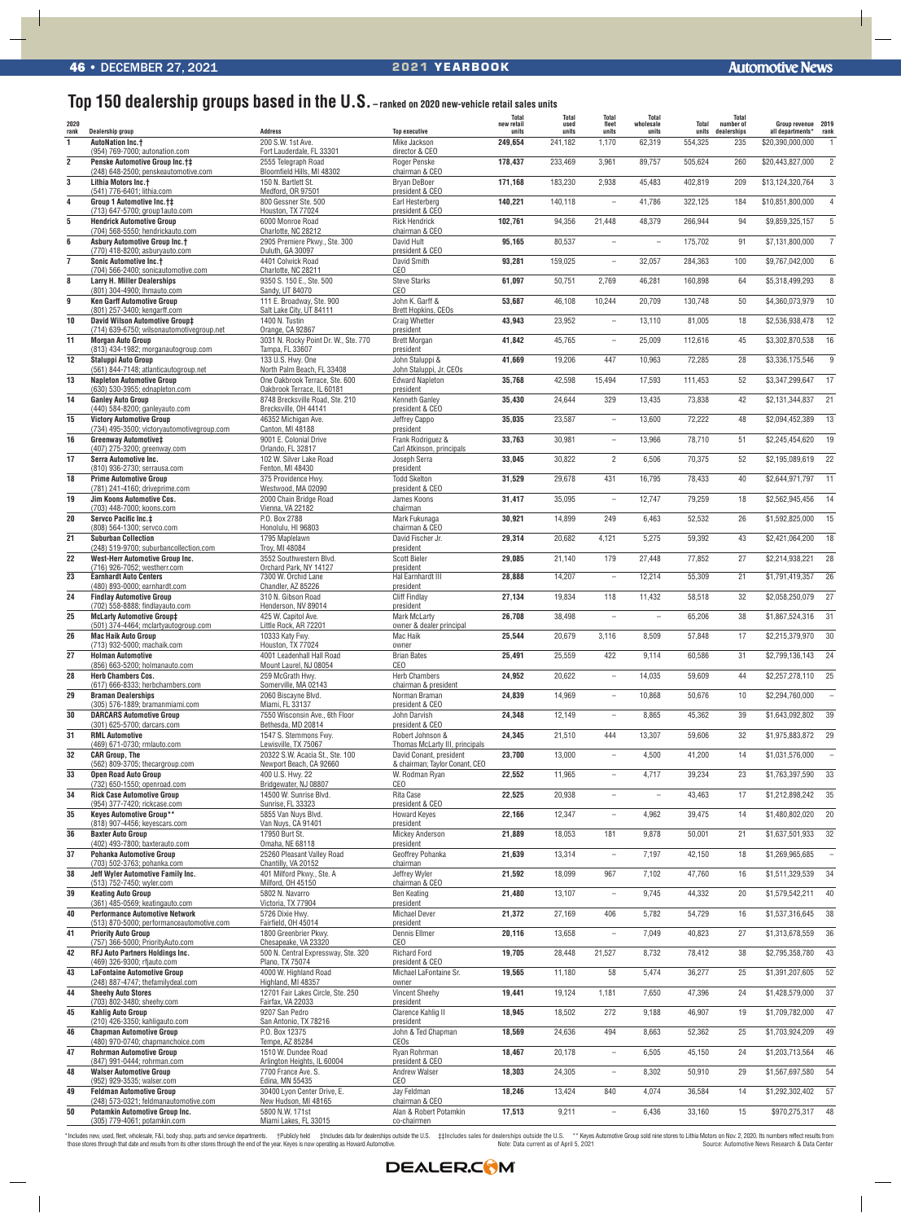# Top 150 dealership groups based in the U.S. – ranked on 2020 new-vehicle retail sales units

| 2020 rank | Dealership group | Address | Top executive | Total new retail units | Total used units | Total fleet units | Total wholesale units | Total units | Total number of dealerships | Group revenue all departments* | 2019 rank |
|---|---|---|---|---|---|---|---|---|---|---|---|
| 1 | **AutoNation Inc.†** (954) 769-7000; autonation.com | 200 S.W. 1st Ave. Fort Lauderdale, FL 33301 | Mike Jackson director & CEO | **249,654** | 241,182 | 1,170 | 62,319 | 554,325 | 235 | $20,390,000,000 | 1 |
| 2 | **Penske Automotive Group Inc.†‡** (248) 648-2500; penskeautomotive.com | 2555 Telegraph Road Bloomfield Hills, MI 48302 | Roger Penske chairman & CEO | **178,437** | 233,469 | 3,961 | 89,757 | 505,624 | 260 | $20,443,827,000 | 2 |
| 3 | **Lithia Motors Inc.†** (541) 776-6401; lithia.com | 150 N. Bartlett St. Medford, OR 97501 | Bryan DeBoer president & CEO | **171,168** | 183,230 | 2,938 | 45,483 | 402,819 | 209 | $13,124,320,764 | 3 |
| 4 | **Group 1 Automotive Inc.†‡** (713) 647-5700; group1auto.com | 800 Gessner Ste. 500 Houston, TX 77024 | Earl Hesterberg president & CEO | **140,221** | 140,118 | – | 41,786 | 322,125 | 184 | $10,851,800,000 | 4 |
| 5 | **Hendrick Automotive Group** (704) 568-5550; hendrickauto.com | 6000 Monroe Road Charlotte, NC 28212 | Rick Hendrick chairman & CEO | **102,761** | 94,356 | 21,448 | 48,379 | 266,944 | 94 | $9,859,325,157 | 5 |
| 6 | **Asbury Automotive Group Inc.†** (770) 418-8200; asburyauto.com | 2905 Premiere Pkwy., Ste. 300 Duluth, GA 30097 | David Hult president & CEO | **95,165** | 80,537 | – | – | 175,702 | 91 | $7,131,800,000 | 7 |
| 7 | **Sonic Automotive Inc.†** (704) 566-2400; sonicautomotive.com | 4401 Colwick Road Charlotte, NC 28211 | David Smith CEO | **93,281** | 159,025 | – | 32,057 | 284,363 | 100 | $9,767,042,000 | 6 |
| 8 | **Larry H. Miller Dealerships** (801) 304-4900; lhmauto.com | 9350 S. 150 E., Ste. 500 Sandy, UT 84070 | Steve Starks CEO | **61,097** | 50,751 | 2,769 | 46,281 | 160,898 | 64 | $5,318,499,293 | 8 |
| 9 | **Ken Garff Automotive Group** (801) 257-3400; kengarff.com | 111 E. Broadway, Ste. 900 Salt Lake City, UT 84111 | John K. Garff & Brett Hopkins, CEOs | **53,687** | 46,108 | 10,244 | 20,709 | 130,748 | 50 | $4,360,073,979 | 10 |
| 10 | **David Wilson Automotive Group‡** (714) 639-6750; wilsonautomotivegroup.net | 1400 N. Tustin Orange, CA 92867 | Craig Whetter president | **43,943** | 23,952 | – | 13,110 | 81,005 | 18 | $2,536,938,478 | 12 |
| 11 | **Morgan Auto Group** (813) 434-1982; morganautogroup.com | 3031 N. Rocky Point Dr. W., Ste. 770 Tampa, FL 33607 | Brett Morgan president | **41,842** | 45,765 | – | 25,009 | 112,616 | 45 | $3,302,870,538 | 16 |
| 12 | **Staluppi Auto Group** (561) 844-7148; atlanticautogroup.net | 133 U.S. Hwy. One North Palm Beach, FL 33408 | John Staluppi & John Staluppi, Jr. CEOs | **41,669** | 19,206 | 447 | 10,963 | 72,285 | 28 | $3,336,175,546 | 9 |
| 13 | **Napleton Automotive Group** (630) 530-3955; ednapleton.com | One Oakbrook Terrace, Ste. 600 Oakbrook Terrace, IL 60181 | Edward Napleton president | **35,768** | 42,598 | 15,494 | 17,593 | 111,453 | 52 | $3,347,299,647 | 17 |
| 14 | **Ganley Auto Group** (440) 584-8200; ganleyauto.com | 8748 Brecksville Road, Ste. 210 Brecksville, OH 44141 | Kenneth Ganley president & CEO | **35,430** | 24,644 | 329 | 13,435 | 73,838 | 42 | $2,131,344,837 | 21 |
| 15 | **Victory Automotive Group** (734) 495-3500; victoryautomotivegroup.com | 46352 Michigan Ave. Canton, MI 48188 | Jeffrey Cappo president | **35,035** | 23,587 | – | 13,600 | 72,222 | 48 | $2,094,452,389 | 13 |
| 16 | **Greenway Automotive‡** (407) 275-3200; greenway.com | 9001 E. Colonial Drive Orlando, FL 32817 | Frank Rodriguez & Carl Atkinson, principals | **33,763** | 30,981 | – | 13,966 | 78,710 | 51 | $2,245,454,620 | 19 |
| 17 | **Serra Automotive Inc.** (810) 936-2730; serrausa.com | 102 W. Silver Lake Road Fenton, MI 48430 | Joseph Serra president | **33,045** | 30,822 | 2 | 6,506 | 70,375 | 52 | $2,195,089,619 | 22 |
| 18 | **Prime Automotive Group** (781) 241-4160; driveprime.com | 375 Providence Hwy. Westwood, MA 02090 | Todd Skelton president & CEO | **31,529** | 29,678 | 431 | 16,795 | 78,433 | 40 | $2,644,971,797 | 11 |
| 19 | **Jim Koons Automotive Cos.** (703) 448-7000; koons.com | 2000 Chain Bridge Road Vienna, VA 22182 | James Koons chairman | **31,417** | 35,095 | – | 12,747 | 79,259 | 18 | $2,562,945,456 | 14 |
| 20 | **Servco Pacific Inc.‡** (808) 564-1300; servco.com | P.O. Box 2788 Honolulu, HI 96803 | Mark Fukunaga chairman & CEO | **30,921** | 14,899 | 249 | 6,463 | 52,532 | 26 | $1,592,825,000 | 15 |
| 21 | **Suburban Collection** (248) 519-9700; suburbancollection.com | 1795 Maplelawn Troy, MI 48084 | David Fischer Jr. president | **29,314** | 20,682 | 4,121 | 5,275 | 59,392 | 43 | $2,421,064,200 | 18 |
| 22 | **West-Herr Automotive Group Inc.** (716) 926-7052; westherr.com | 3552 Southwestern Blvd. Orchard Park, NY 14127 | Scott Bieler president | **29,085** | 21,140 | 179 | 27,448 | 77,852 | 27 | $2,214,938,221 | 28 |
| 23 | **Earnhardt Auto Centers** (480) 893-0000; earnhardt.com | 7300 W. Orchid Lane Chandler, AZ 85226 | Hal Earnhardt III president | **28,888** | 14,207 | – | 12,214 | 55,309 | 21 | $1,791,419,357 | 26 |
| 24 | **Findlay Automotive Group** (702) 558-8888; findlayauto.com | 310 N. Gibson Road Henderson, NV 89014 | Cliff Findlay president | **27,134** | 19,834 | 118 | 11,432 | 58,518 | 32 | $2,058,250,079 | 27 |
| 25 | **McLarty Automotive Group‡** (501) 374-4464; mclartyautogroup.com | 425 W. Capitol Ave. Little Rock, AR 72201 | Mark McLarty owner & dealer principal | **26,708** | 38,498 | – | – | 65,206 | 38 | $1,867,524,316 | 31 |
| 26 | **Mac Haik Auto Group** (713) 932-5000; machaik.com | 10333 Katy Fwy. Houston, TX 77024 | Mac Haik owner | **25,544** | 20,679 | 3,116 | 8,509 | 57,848 | 17 | $2,215,379,970 | 30 |
| 27 | **Holman Automotive** (856) 663-5200; holmanauto.com | 4001 Leadenhall Hall Road Mount Laurel, NJ 08054 | Brian Bates CEO | **25,491** | 25,559 | 422 | 9,114 | 60,586 | 31 | $2,799,136,143 | 24 |
| 28 | **Herb Chambers Cos.** (617) 666-8333; herbchambers.com | 259 McGrath Hwy. Somerville, MA 02143 | Herb Chambers chairman & president | **24,952** | 20,622 | – | 14,035 | 59,609 | 44 | $2,257,278,110 | 25 |
| 29 | **Braman Dealerships** (305) 576-1889; bramanmiami.com | 2060 Biscayne Blvd. Miami, FL 33137 | Norman Braman president & CEO | **24,839** | 14,969 | – | 10,868 | 50,676 | 10 | $2,294,760,000 | – |
| 30 | **DARCARS Automotive Group** (301) 625-5700; darcars.com | 7550 Wisconsin Ave., 6th Floor Bethesda, MD 20814 | John Darvish president & CEO | **24,348** | 12,149 | – | 8,865 | 45,362 | 39 | $1,643,092,802 | 39 |
| 31 | **RML Automotive** (469) 671-0730; rmlauto.com | 1547 S. Stemmons Fwy. Lewisville, TX 75067 | Robert Johnson & Thomas McLarty III, principals | **24,345** | 21,510 | 444 | 13,307 | 59,606 | 32 | $1,975,883,872 | 29 |
| 32 | **CAR Group, The** (562) 809-3705; thecargroup.com | 20322 S.W. Acacia St., Ste. 100 Newport Beach, CA 92660 | David Conant, president & chairman; Taylor Conant, CEO | **23,700** | 13,000 | – | 4,500 | 41,200 | 14 | $1,031,576,000 | – |
| 33 | **Open Road Auto Group** (732) 650-1500; openroad.com | 400 U.S. Hwy. 22 Bridgewater, NJ 08807 | W. Rodman Ryan CEO | **22,552** | 11,965 | – | 4,717 | 39,234 | 23 | $1,763,397,590 | 33 |
| 34 | **Rick Case Automotive Group** (954) 377-7420; rickcase.com | 14500 W. Sunrise Blvd. Sunrise, FL 33323 | Rita Case president & CEO | **22,525** | 20,938 | – | – | 43,463 | 17 | $1,212,898,242 | 35 |
| 35 | **Keyes Automotive Group**** (818) 907-4456; keyescars.com | 5855 Van Nuys Blvd. Van Nuys, CA 91401 | Howard Keyes president | **22,166** | 12,347 | – | 4,962 | 39,475 | 14 | $1,480,802,020 | 20 |
| 36 | **Baxter Auto Group** (402) 493-7800; baxterauto.com | 17950 Burt St. Omaha, NE 68118 | Mickey Anderson president | **21,889** | 18,053 | 181 | 9,878 | 50,001 | 21 | $1,637,501,933 | 32 |
| 37 | **Pohanka Automotive Group** (703) 502-3763; pohanka.com | 25260 Pleasant Valley Road Chantilly, VA 20152 | Geoffrey Pohanka chairman | **21,639** | 13,314 | – | 7,197 | 42,150 | 18 | $1,269,965,685 | – |
| 38 | **Jeff Wyler Automotive Family Inc.** (513) 752-7450; wyler.com | 401 Milford Pkwy., Ste. A Milford, OH 45150 | Jeffrey Wyler chairman & CEO | **21,592** | 18,099 | 967 | 7,102 | 47,760 | 16 | $1,511,329,539 | 34 |
| 39 | **Keating Auto Group** (361) 485-0569; keatingauto.com | 5802 N. Navarro Victoria, TX 77904 | Ben Keating president | **21,480** | 13,107 | – | 9,745 | 44,332 | 20 | $1,579,542,211 | 40 |
| 40 | **Performance Automotive Network** (513) 870-5000; performanceautomotive.com | 5726 Dixie Hwy. Fairfield, OH 45014 | Michael Dever president | **21,372** | 27,169 | 406 | 5,782 | 54,729 | 16 | $1,537,316,645 | 38 |
| 41 | **Priority Auto Group** (757) 366-5000; PriorityAuto.com | 1800 Greenbrier Pkwy. Chesapeake, VA 23320 | Dennis Ellmer CEO | **20,116** | 13,658 | – | 7,049 | 40,823 | 27 | $1,313,678,559 | 36 |
| 42 | **RFJ Auto Partners Holdings Inc.** (469) 326-9300; rfjauto.com | 500 N. Central Expressway, Ste. 320 Plano, TX 75074 | Richard Ford president & CEO | **19,705** | 28,448 | 21,527 | 8,732 | 78,412 | 38 | $2,795,358,780 | 43 |
| 43 | **LaFontaine Automotive Group** (248) 887-4747; thefamilydeal.com | 4000 W. Highland Road Highland, MI 48357 | Michael LaFontaine Sr. owner | **19,565** | 11,180 | 58 | 5,474 | 36,277 | 25 | $1,391,207,605 | 52 |
| 44 | **Sheehy Auto Stores** (703) 802-3480; sheehy.com | 12701 Fair Lakes Circle, Ste. 250 Fairfax, VA 22033 | Vincent Sheehy president | **19,441** | 19,124 | 1,181 | 7,650 | 47,396 | 24 | $1,428,579,000 | 37 |
| 45 | **Kahlig Auto Group** (210) 426-3350; kahligauto.com | 9207 San Pedro San Antonio, TX 78216 | Clarence Kahlig II president | **18,945** | 18,502 | 272 | 9,188 | 46,907 | 19 | $1,709,782,000 | 47 |
| 46 | **Chapman Automotive Group** (480) 970-0740; chapmanchoice.com | P.O. Box 12375 Tempe, AZ 85284 | John & Ted Chapman CEOs | **18,569** | 24,636 | 494 | 8,663 | 52,362 | 25 | $1,703,924,209 | 49 |
| 47 | **Rohrman Automotive Group** (847) 991-0444; rohrman.com | 1510 W. Dundee Road Arlington Heights, IL 60004 | Ryan Rohrman president & CEO | **18,467** | 20,178 | – | 6,505 | 45,150 | 24 | $1,203,713,564 | 46 |
| 48 | **Walser Automotive Group** (952) 929-3535; walser.com | 7700 France Ave. S. Edina, MN 55435 | Andrew Walser CEO | **18,303** | 24,305 | – | 8,302 | 50,910 | 29 | $1,567,697,580 | 54 |
| 49 | **Feldman Automotive Group** (248) 573-0321; feldmanautomotive.com | 30400 Lyon Center Drive, E. New Hudson, MI 48165 | Jay Feldman chairman & CEO | **18,246** | 13,424 | 840 | 4,074 | 36,584 | 14 | $1,292,302,402 | 57 |
| 50 | **Potamkin Automotive Group Inc.** (305) 779-4061; potamkin.com | 5800 N.W. 171st Miami Lakes, FL 33015 | Alan & Robert Potamkin co-chairmen | **17,513** | 9,211 | – | 6,436 | 33,160 | 15 | $970,275,317 | 48 |

*Includes new, used, fleet, wholesale, F&I, body shop, parts and service departments. †Publicly held ‡Includes data for dealerships outside the U.S. †‡Includes sales for dealerships outside the U.S. ** Keyes Automotive Group sold nine stores to Lithia Motors on Nov. 2, 2020. Its numbers reflect results from those stores through that date and results from its other stores through the end of the year. Keyes is now operating as Howard Automotive.

Note: Data current as of April 5, 2021

Source: Automotive News Research & Data Center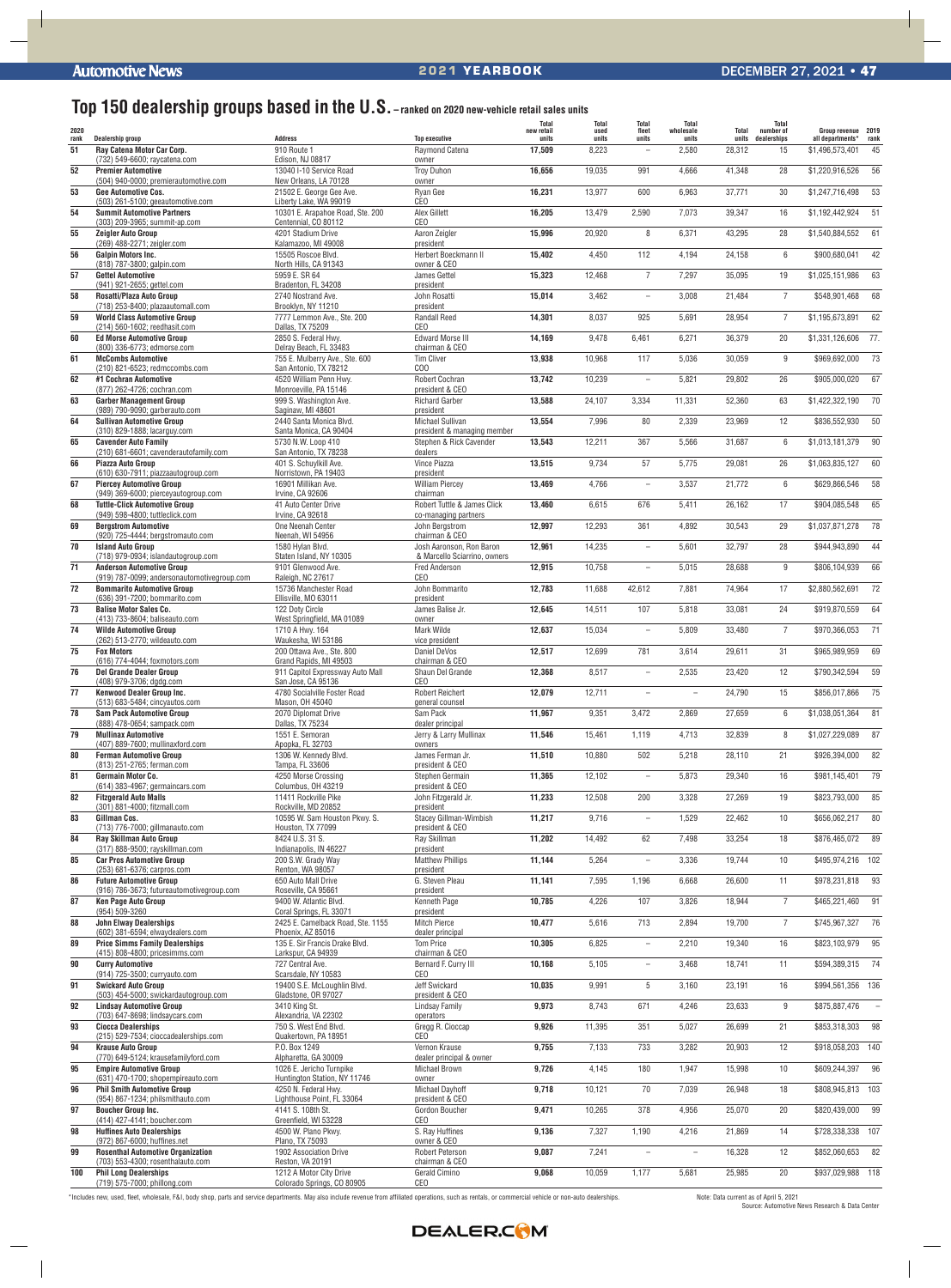# Top 150 dealership groups based in the U.S. – ranked on 2020 new-vehicle retail sales units

| 2020 rank | Dealership group | Address | Top executive | Total new retail units | Total used units | Total fleet units | Total wholesale units | Total units | Total number of dealerships | Group revenue all departments* | 2019 rank |
|---|---|---|---|---|---|---|---|---|---|---|---|
| 51 | **Ray Catena Motor Car Corp.** (732) 549-6600; raycatena.com | 910 Route 1 Edison, NJ 08817 | Raymond Catena owner | **17,509** | 8,223 | – | 2,580 | 28,312 | 15 | $1,496,573,401 | 45 |
| 52 | **Premier Automotive** (504) 940-0000; premierautomotive.com | 13040 I-10 Service Road New Orleans, LA 70128 | Troy Duhon owner | **16,656** | 19,035 | 991 | 4,666 | 41,348 | 28 | $1,220,916,526 | 56 |
| 53 | **Gee Automotive Cos.** (503) 261-5100; geeautomotive.com | 21502 E. George Gee Ave. Liberty Lake, WA 99019 | Ryan Gee CEO | **16,231** | 13,977 | 600 | 6,963 | 37,771 | 30 | $1,247,716,498 | 53 |
| 54 | **Summit Automotive Partners** (303) 209-3965; summit-ap.com | 10301 E. Arapahoe Road, Ste. 200 Centennial, CO 80112 | Alex Gillett CEO | **16,205** | 13,479 | 2,590 | 7,073 | 39,347 | 16 | $1,192,442,924 | 51 |
| 55 | **Zeigler Auto Group** (269) 488-2271; zeigler.com | 4201 Stadium Drive Kalamazoo, MI 49008 | Aaron Zeigler president | **15,996** | 20,920 | 8 | 6,371 | 43,295 | 28 | $1,540,884,552 | 61 |
| 56 | **Galpin Motors Inc.** (818) 787-3800; galpin.com | 15505 Roscoe Blvd. North Hills, CA 91343 | Herbert Boeckmann II owner & CEO | **15,402** | 4,450 | 112 | 4,194 | 24,158 | 6 | $900,680,041 | 42 |
| 57 | **Gettel Automotive** (941) 921-2655; gettel.com | 5959 E. SR 64 Bradenton, FL 34208 | James Gettel president | **15,323** | 12,468 | 7 | 7,297 | 35,095 | 19 | $1,025,151,986 | 63 |
| 58 | **Rosatti/Plaza Auto Group** (718) 253-8400; plazaautomall.com | 2740 Nostrand Ave. Brooklyn, NY 11210 | John Rosatti president | **15,014** | 3,462 | – | 3,008 | 21,484 | 7 | $548,901,468 | 68 |
| 59 | **World Class Automotive Group** (214) 560-1602; reedhasit.com | 7777 Lemmon Ave., Ste. 200 Dallas, TX 75209 | Randall Reed CEO | **14,301** | 8,037 | 925 | 5,691 | 28,954 | 7 | $1,195,673,891 | 62 |
| 60 | **Ed Morse Automotive Group** (800) 336-6773; edmorse.com | 2850 S. Federal Hwy. Delray Beach, FL 33483 | Edward Morse III chairman & CEO | **14,169** | 9,478 | 6,461 | 6,271 | 36,379 | 20 | $1,331,126,606 | 77. |
| 61 | **McCombs Automotive** (210) 821-6523; redmccombs.com | 755 E. Mulberry Ave., Ste. 600 San Antonio, TX 78212 | Tim Cliver COO | **13,938** | 10,968 | 117 | 5,036 | 30,059 | 9 | $969,692,000 | 73 |
| 62 | **#1 Cochran Automotive** (877) 262-4726; cochran.com | 4520 William Penn Hwy. Monroeville, PA 15146 | Robert Cochran president & CEO | **13,742** | 10,239 | – | 5,821 | 29,802 | 26 | $905,000,020 | 67 |
| 63 | **Garber Management Group** (989) 790-9090; garberauto.com | 999 S. Washington Ave. Saginaw, MI 48601 | Richard Garber president | **13,588** | 24,107 | 3,334 | 11,331 | 52,360 | 63 | $1,422,322,190 | 70 |
| 64 | **Sullivan Automotive Group** (310) 829-1888; lacarguy.com | 2440 Santa Monica Blvd. Santa Monica, CA 90404 | Michael Sullivan president & managing member | **13,554** | 7,996 | 80 | 2,339 | 23,969 | 12 | $836,552,930 | 50 |
| 65 | **Cavender Auto Family** (210) 681-6601; cavenderautofamily.com | 5730 N.W. Loop 410 San Antonio, TX 78238 | Stephen & Rick Cavender dealers | **13,543** | 12,211 | 367 | 5,566 | 31,687 | 6 | $1,013,181,379 | 90 |
| 66 | **Piazza Auto Group** (610) 630-7911; piazzaautogroup.com | 401 S. Schuylkill Ave. Norristown, PA 19403 | Vince Piazza president | **13,515** | 9,734 | 57 | 5,775 | 29,081 | 26 | $1,063,835,127 | 60 |
| 67 | **Piercey Automotive Group** (949) 369-6000; pierceyautogroup.com | 16901 Millikan Ave. Irvine, CA 92606 | William Piercey chairman | **13,469** | 4,766 | – | 3,537 | 21,772 | 6 | $629,866,546 | 58 |
| 68 | **Tuttle-Click Automotive Group** (949) 598-4800; tuttleclick.com | 41 Auto Center Drive Irvine, CA 92618 | Robert Tuttle & James Click co-managing partners | **13,460** | 6,615 | 676 | 5,411 | 26,162 | 17 | $904,085,548 | 65 |
| 69 | **Bergstrom Automotive** (920) 725-4444; bergstromauto.com | One Neenah Center Neenah, WI 54956 | John Bergstrom chairman & CEO | **12,997** | 12,293 | 361 | 4,892 | 30,543 | 29 | $1,037,871,278 | 78 |
| 70 | **Island Auto Group** (718) 979-0934; islandautogroup.com | 1580 Hylan Blvd. Staten Island, NY 10305 | Josh Aaronson, Ron Baron & Marcello Sciarrino, owners | **12,961** | 14,235 | – | 5,601 | 32,797 | 28 | $944,943,890 | 44 |
| 71 | **Anderson Automotive Group** (919) 787-0099; andersonautomotivegroup.com | 9101 Glenwood Ave. Raleigh, NC 27617 | Fred Anderson CEO | **12,915** | 10,758 | – | 5,015 | 28,688 | 9 | $806,104,939 | 66 |
| 72 | **Bommarito Automotive Group** (636) 391-7200; bommarito.com | 15736 Manchester Road Ellisville, MO 63011 | John Bommarito president | **12,783** | 11,688 | 42,612 | 7,881 | 74,964 | 17 | $2,880,562,691 | 72 |
| 73 | **Balise Motor Sales Co.** (413) 733-8604; baliseauto.com | 122 Doty Circle West Springfield, MA 01089 | James Balise Jr. owner | **12,645** | 14,511 | 107 | 5,818 | 33,081 | 24 | $919,870,559 | 64 |
| 74 | **Wilde Automotive Group** (262) 513-2770; wildeauto.com | 1710 A Hwy. 164 Waukesha, WI 53186 | Mark Wilde vice president | **12,637** | 15,034 | – | 5,809 | 33,480 | 7 | $970,366,053 | 71 |
| 75 | **Fox Motors** (616) 774-4044; foxmotors.com | 200 Ottawa Ave., Ste. 800 Grand Rapids, MI 49503 | Daniel DeVos chairman & CEO | **12,517** | 12,699 | 781 | 3,614 | 29,611 | 31 | $965,989,959 | 69 |
| 76 | **Del Grande Dealer Group** (408) 979-3706; dgdg.com | 911 Capitol Expressway Auto Mall San Jose, CA 95136 | Shaun Del Grande CEO | **12,368** | 8,517 | – | 2,535 | 23,420 | 12 | $790,342,594 | 59 |
| 77 | **Kenwood Dealer Group Inc.** (513) 683-5484; cincyautos.com | 4780 Socialville Foster Road Mason, OH 45040 | Robert Reichert general counsel | **12,079** | 12,711 | – | – | 24,790 | 15 | $856,017,866 | 75 |
| 78 | **Sam Pack Automotive Group** (888) 478-0654; sampack.com | 2070 Diplomat Drive Dallas, TX 75234 | Sam Pack dealer principal | **11,967** | 9,351 | 3,472 | 2,869 | 27,659 | 6 | $1,038,051,364 | 81 |
| 79 | **Mullinax Automotive** (407) 889-7600; mullinaxford.com | 1551 E. Semoran Apopka, FL 32703 | Jerry & Larry Mullinax owners | **11,546** | 15,461 | 1,119 | 4,713 | 32,839 | 8 | $1,027,229,089 | 87 |
| 80 | **Ferman Automotive Group** (813) 251-2765; ferman.com | 1306 W. Kennedy Blvd. Tampa, FL 33606 | James Ferman Jr. president & CEO | **11,510** | 10,880 | 502 | 5,218 | 28,110 | 21 | $926,394,000 | 82 |
| 81 | **Germain Motor Co.** (614) 383-4967; germaincars.com | 4250 Morse Crossing Columbus, OH 43219 | Stephen Germain president & CEO | **11,365** | 12,102 | – | 5,873 | 29,340 | 16 | $981,145,401 | 79 |
| 82 | **Fitzgerald Auto Malls** (301) 881-4000; fitzmall.com | 11411 Rockville Pike Rockville, MD 20852 | John Fitzgerald Jr. president | **11,233** | 12,508 | 200 | 3,328 | 27,269 | 19 | $823,793,000 | 85 |
| 83 | **Gillman Cos.** (713) 776-7000; gillmanauto.com | 10595 W. Sam Houston Pkwy. S. Houston, TX 77099 | Stacey Gillman-Wimbish president & CEO | **11,217** | 9,716 | – | 1,529 | 22,462 | 10 | $656,062,217 | 80 |
| 84 | **Ray Skillman Auto Group** (317) 888-9500; rayskillman.com | 8424 U.S. 31 S. Indianapolis, IN 46227 | Ray Skillman president | **11,202** | 14,492 | 62 | 7,498 | 33,254 | 18 | $876,465,072 | 89 |
| 85 | **Car Pros Automotive Group** (253) 681-6376; carpros.com | 200 S.W. Grady Way Renton, WA 98057 | Matthew Phillips president | **11,144** | 5,264 | – | 3,336 | 19,744 | 10 | $495,974,216 | 102 |
| 86 | **Future Automotive Group** (916) 786-3673; futureautomotivegroup.com | 650 Auto Mall Drive Roseville, CA 95661 | G. Steven Pleau president | **11,141** | 7,595 | 1,196 | 6,668 | 26,600 | 11 | $978,231,818 | 93 |
| 87 | **Ken Page Auto Group** (954) 509-3260 | 9400 W. Atlantic Blvd. Coral Springs, FL 33071 | Kenneth Page president | **10,785** | 4,226 | 107 | 3,826 | 18,944 | 7 | $465,221,460 | 91 |
| 88 | **John Elway Dealerships** (602) 381-6594; elwaydealers.com | 2425 E. Camelback Road, Ste. 1155 Phoenix, AZ 85016 | Mitch Pierce dealer principal | **10,477** | 5,616 | 713 | 2,894 | 19,700 | 7 | $745,967,327 | 76 |
| 89 | **Price Simms Family Dealerships** (415) 808-4800; pricesimms.com | 135 E. Sir Francis Drake Blvd. Larkspur, CA 94939 | Tom Price chairman & CEO | **10,305** | 6,825 | – | 2,210 | 19,340 | 16 | $823,103,979 | 95 |
| 90 | **Curry Automotive** (914) 725-3500; curryauto.com | 727 Central Ave. Scarsdale, NY 10583 | Bernard F. Curry III CEO | **10,168** | 5,105 | – | 3,468 | 18,741 | 11 | $594,389,315 | 74 |
| 91 | **Swickard Auto Group** (503) 454-5000; swickardautogroup.com | 19400 S.E. McLoughlin Blvd. Gladstone, OR 97027 | Jeff Swickard president & CEO | **10,035** | 9,991 | 5 | 3,160 | 23,191 | 16 | $994,561,356 | 136 |
| 92 | **Lindsay Automotive Group** (703) 647-8698; lindsaycars.com | 3410 King St. Alexandria, VA 22302 | Lindsay Family operators | **9,973** | 8,743 | 671 | 4,246 | 23,633 | 9 | $875,887,476 | – |
| 93 | **Ciocca Dealerships** (215) 529-7534; cioccadealerships.com | 750 S. West End Blvd. Quakertown, PA 18951 | Gregg R. Cioccap CEO | **9,926** | 11,395 | 351 | 5,027 | 26,699 | 21 | $853,318,303 | 98 |
| 94 | **Krause Auto Group** (770) 649-5124; krausefamilyford.com | P.O. Box 1249 Alpharetta, GA 30009 | Vernon Krause dealer principal & owner | **9,755** | 7,133 | 733 | 3,282 | 20,903 | 12 | $918,058,203 | 140 |
| 95 | **Empire Automotive Group** (631) 470-1700; shopempireauto.com | 1026 E. Jericho Turnpike Huntington Station, NY 11746 | Michael Brown owner | **9,726** | 4,145 | 180 | 1,947 | 15,998 | 10 | $609,244,397 | 96 |
| 96 | **Phil Smith Automotive Group** (954) 867-1234; philsmithauto.com | 4250 N. Federal Hwy. Lighthouse Point, FL 33064 | Michael Dayhoff president & CEO | **9,718** | 10,121 | 70 | 7,039 | 26,948 | 18 | $808,945,813 | 103 |
| 97 | **Boucher Group Inc.** (414) 427-4141; boucher.com | 4141 S. 108th St. Greenfield, WI 53228 | Gordon Boucher CEO | **9,471** | 10,265 | 378 | 4,956 | 25,070 | 20 | $820,439,000 | 99 |
| 98 | **Huffines Auto Dealerships** (972) 867-6000; huffines.net | 4500 W. Plano Pkwy. Plano, TX 75093 | S. Ray Huffines owner & CEO | **9,136** | 7,327 | 1,190 | 4,216 | 21,869 | 14 | $728,338,338 | 107 |
| 99 | **Rosenthal Automotive Organization** (703) 553-4300; rosenthalauto.com | 1902 Association Drive Reston, VA 20191 | Robert Peterson chairman & CEO | **9,087** | 7,241 | – | – | 16,328 | 12 | $852,060,653 | 82 |
| 100 | **Phil Long Dealerships** (719) 575-7000; phillong.com | 1212 A Motor City Drive Colorado Springs, CO 80905 | Gerald Cimino CEO | **9,068** | 10,059 | 1,177 | 5,681 | 25,985 | 20 | $937,029,988 | 118 |

*Includes new, used, fleet, wholesale, F&I, body shop, parts and service departments. May also include revenue from affiliated operations, such as rentals, or commercial vehicle or non-auto dealerships.

Note: Data current as of April 5, 2021
Source: Automotive News Research & Data Center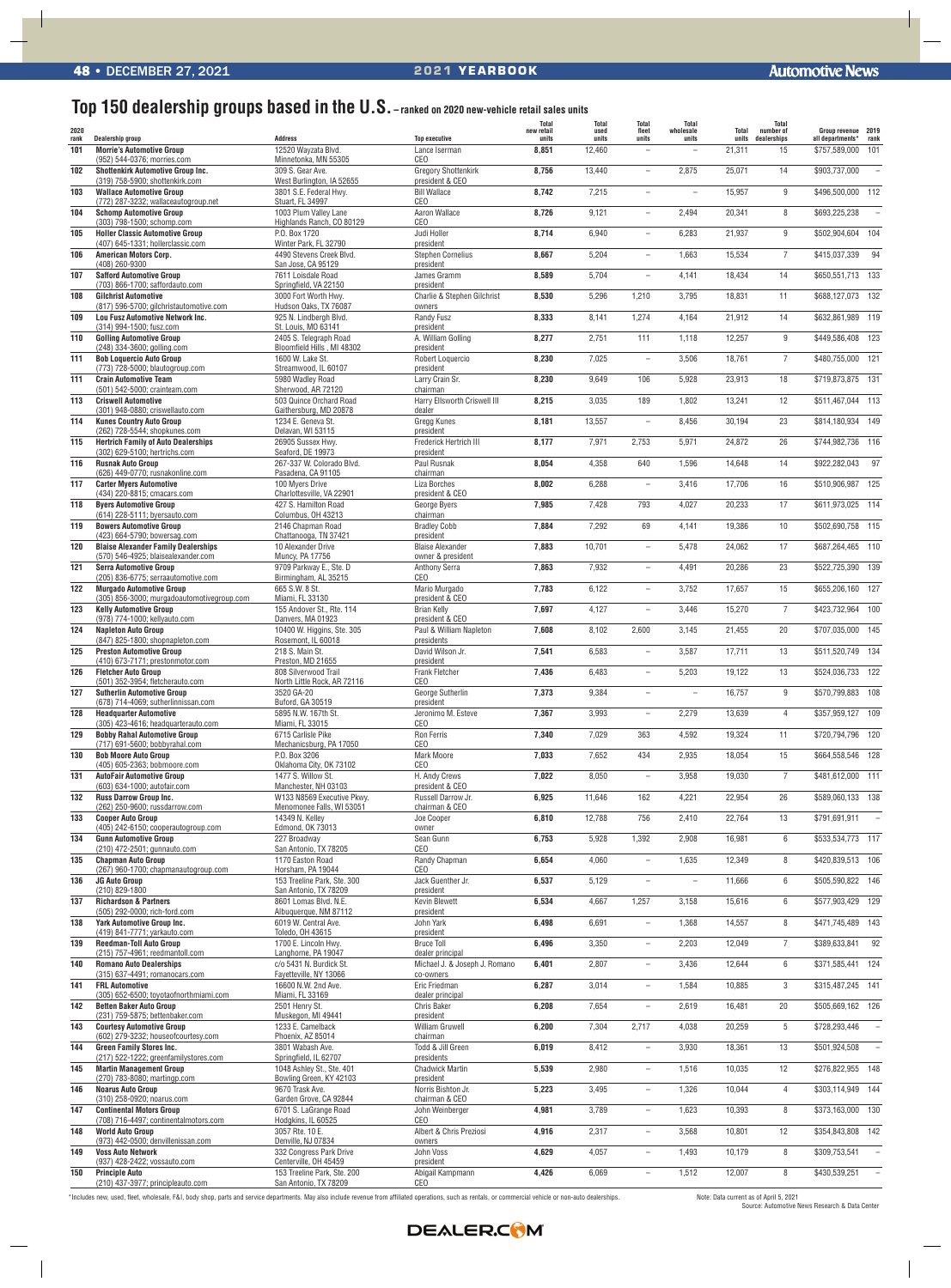# Top 150 dealership groups based in the U.S. – ranked on 2020 new-vehicle retail sales units

| 2020 rank | Dealership group | Address | Top executive | Total new retail units | Total used units | Total fleet units | Total wholesale units | Total units | Total number of dealerships | Group revenue all departments* | 2019 rank |
|---|---|---|---|---|---|---|---|---|---|---|---|
| 101 | **Morrie's Automotive Group** (952) 544-0376; morries.com | 12520 Wayzata Blvd. Minnetonka, MN 55305 | Lance Iserman CEO | 8,851 | 12,460 | – | – | 21,311 | 15 | $757,589,000 | 101 |
| 102 | **Shottenkirk Automotive Group Inc.** (319) 758-5900; shottenkirk.com | 309 S. Gear Ave. West Burlington, IA 52655 | Gregory Shottenkirk president & CEO | 8,756 | 13,440 | – | 2,875 | 25,071 | 14 | $903,737,000 | – |
| 103 | **Wallace Automotive Group** (772) 287-3232; wallaceautogroup.net | 3801 S.E. Federal Hwy. Stuart, FL 34997 | Bill Wallace CEO | 8,742 | 7,215 | – | – | 15,957 | 9 | $496,500,000 | 112 |
| 104 | **Schomp Automotive Group** (303) 798-1500; schomp.com | 1003 Plum Valley Lane Highlands Ranch, CO 80129 | Aaron Wallace CEO | 8,726 | 9,121 | – | 2,494 | 20,341 | 8 | $693,225,238 | – |
| 105 | **Holler Classic Automotive Group** (407) 645-1331; hollerclassic.com | P.O. Box 1720 Winter Park, FL 32790 | Judi Holler president | 8,714 | 6,940 | – | 6,283 | 21,937 | 9 | $502,904,604 | 104 |
| 106 | **American Motors Corp.** (408) 260-9300 | 4490 Stevens Creek Blvd. San Jose, CA 95129 | Stephen Cornelius president | 8,667 | 5,204 | – | 1,663 | 15,534 | 7 | $415,037,339 | 94 |
| 107 | **Safford Automotive Group** (703) 866-1700; saffordauto.com | 7611 Loisdale Road Springfield, VA 22150 | James Gramm president | 8,589 | 5,704 | – | 4,141 | 18,434 | 14 | $650,551,713 | 133 |
| 108 | **Gilchrist Automotive** (817) 596-5700; gilchristautomotive.com | 3000 Fort Worth Hwy. Hudson Oaks, TX 76087 | Charlie & Stephen Gilchrist owners | 8,530 | 5,296 | 1,210 | 3,795 | 18,831 | 11 | $688,127,073 | 132 |
| 109 | **Lou Fusz Automotive Network Inc.** (314) 994-1500; fusz.com | 925 N. Lindbergh Blvd. St. Louis, MO 63141 | Randy Fusz president | 8,333 | 8,141 | 1,274 | 4,164 | 21,912 | 14 | $632,861,989 | 119 |
| 110 | **Golling Automotive Group** (248) 334-3600; golling.com | 2405 S. Telegraph Road Bloomfield Hills, MI 48302 | A. William Golling president | 8,277 | 2,751 | 111 | 1,118 | 12,257 | 9 | $449,586,408 | 123 |
| 111 | **Bob Loquercio Auto Group** (773) 728-5000; blautogroup.com | 1600 W. Lake St. Streamwood, IL 60107 | Robert Loquercio president | 8,230 | 7,025 | – | 3,506 | 18,761 | 7 | $480,755,000 | 121 |
| 111 | **Crain Automotive Team** (501) 542-5000; crainteam.com | 5980 Wadley Road Sherwood, AR 72120 | Larry Crain Sr. chairman | 8,230 | 9,649 | 106 | 5,928 | 23,913 | 18 | $719,873,875 | 131 |
| 113 | **Criswell Automotive** (301) 948-0880; criswellauto.com | 503 Quince Orchard Road Gaithersburg, MD 20878 | Harry Ellsworth Criswell III dealer | 8,215 | 3,035 | 189 | 1,802 | 13,241 | 12 | $511,467,044 | 113 |
| 114 | **Kunes Country Auto Group** (262) 728-5544; shopkunes.com | 1234 E. Geneva St. Delavan, WI 53115 | Gregg Kunes president | 8,181 | 13,557 | – | 8,456 | 30,194 | 23 | $814,180,934 | 149 |
| 115 | **Hertrich Family of Auto Dealerships** (302) 629-5100; hertrichs.com | 26905 Sussex Hwy. Seaford, DE 19973 | Frederick Hertrich III president | 8,177 | 7,971 | 2,753 | 5,971 | 24,872 | 26 | $744,982,736 | 116 |
| 116 | **Rusnak Auto Group** (626) 449-0770; rusnakonline.com | 267-337 W. Colorado Blvd. Pasadena, CA 91105 | Paul Rusnak chairman | 8,054 | 4,358 | 640 | 1,596 | 14,648 | 14 | $922,282,043 | 97 |
| 117 | **Carter Myers Automotive** (434) 220-8815; cmacars.com | 100 Myers Drive Charlottesville, VA 22901 | Liza Borches president & CEO | 8,002 | 6,288 | – | 3,416 | 17,706 | 16 | $510,906,987 | 125 |
| 118 | **Byers Automotive Group** (614) 228-5111; byersauto.com | 427 S. Hamilton Road Columbus, OH 43213 | George Byers chairman | 7,985 | 7,428 | 793 | 4,027 | 20,233 | 17 | $611,973,025 | 114 |
| 119 | **Bowers Automotive Group** (423) 664-5790; bowersag.com | 2146 Chapman Road Chattanooga, TN 37421 | Bradley Cobb president | 7,884 | 7,292 | 69 | 4,141 | 19,386 | 10 | $502,690,758 | 115 |
| 120 | **Blaise Alexander Family Dealerships** (570) 546-4925; blaisealexander.com | 10 Alexander Drive Muncy, PA 17756 | Blaise Alexander owner & president | 7,883 | 10,701 | – | 5,478 | 24,062 | 17 | $687,264,465 | 110 |
| 121 | **Serra Automotive Group** (205) 836-6775; serraautomotive.com | 9709 Parkway E., Ste. D Birmingham, AL 35215 | Anthony Serra CEO | 7,863 | 7,932 | – | 4,491 | 20,286 | 23 | $522,725,390 | 139 |
| 122 | **Murgado Automotive Group** (305) 856-3000; murgadoautomotivegroup.com | 665 S.W. 8 St. Miami, FL 33130 | Mario Murgado president & CEO | 7,783 | 6,122 | – | 3,752 | 17,657 | 15 | $655,206,160 | 127 |
| 123 | **Kelly Automotive Group** (978) 774-1000; kellyauto.com | 155 Andover St., Rte. 114 Danvers, MA 01923 | Brian Kelly president & CEO | 7,697 | 4,127 | – | 3,446 | 15,270 | 7 | $423,732,964 | 100 |
| 124 | **Napleton Auto Group** (847) 825-1800; shopnapleton.com | 10400 W. Higgins, Ste. 305 Rosemont, IL 60018 | Paul & William Napleton presidents | 7,608 | 8,102 | 2,600 | 3,145 | 21,455 | 20 | $707,035,000 | 145 |
| 125 | **Preston Automotive Group** (410) 673-7171; prestonmotor.com | 218 S. Main St. Preston, MD 21655 | David Wilson Jr. president | 7,541 | 6,583 | – | 3,587 | 17,711 | 13 | $511,520,749 | 134 |
| 126 | **Fletcher Auto Group** (501) 352-3954; fletcherauto.com | 808 Silverwood Trail North Little Rock, AR 72116 | Frank Fletcher CEO | 7,436 | 6,483 | – | 5,203 | 19,122 | 13 | $524,036,733 | 122 |
| 127 | **Sutherlin Automotive Group** (678) 714-4069; sutherlinnissan.com | 3520 GA-20 Buford, GA 30519 | George Sutherlin president | 7,373 | 9,384 | – | – | 16,757 | 9 | $570,799,883 | 108 |
| 128 | **Headquarter Automotive** (305) 423-4616; headquarterauto.com | 5895 N.W. 167th St. Miami, FL 33015 | Jeronimo M. Esteve CEO | 7,367 | 3,993 | – | 2,279 | 13,639 | 4 | $357,959,127 | 109 |
| 129 | **Bobby Rahal Automotive Group** (717) 691-5600; bobbyrahal.com | 6715 Carlisle Pike Mechanicsburg, PA 17050 | Ron Ferris CEO | 7,340 | 7,029 | 363 | 4,592 | 19,324 | 11 | $720,794,796 | 120 |
| 130 | **Bob Moore Auto Group** (405) 605-2363; bobmoore.com | P.O. Box 3206 Oklahoma City, OK 73102 | Mark Moore CEO | 7,033 | 7,652 | 434 | 2,935 | 18,054 | 15 | $664,558,546 | 128 |
| 131 | **AutoFair Automotive Group** (603) 634-1000; autofair.com | 1477 S. Willow St. Manchester, NH 03103 | H. Andy Crews president & CEO | 7,022 | 8,050 | – | 3,958 | 19,030 | 7 | $481,612,000 | 111 |
| 132 | **Russ Darrow Group Inc.** (262) 250-9600; russdarrow.com | W133 N8569 Executive Pkwy. Menomonee Falls, WI 53051 | Russell Darrow Jr. chairman & CEO | 6,925 | 11,646 | 162 | 4,221 | 22,954 | 26 | $589,060,133 | 138 |
| 133 | **Cooper Auto Group** (405) 242-6150; cooperautogroup.com | 14349 N. Kelley Edmond, OK 73013 | Joe Cooper owner | 6,810 | 12,788 | 756 | 2,410 | 22,764 | 13 | $791,691,911 | – |
| 134 | **Gunn Automotive Group** (210) 472-2501; gunnauto.com | 227 Broadway San Antonio, TX 78205 | Sean Gunn CEO | 6,753 | 5,928 | 1,392 | 2,908 | 16,981 | 6 | $533,534,773 | 117 |
| 135 | **Chapman Auto Group** (267) 960-1700; chapmanautogroup.com | 1170 Easton Road Horsham, PA 19044 | Randy Chapman CEO | 6,654 | 4,060 | – | 1,635 | 12,349 | 8 | $420,839,513 | 106 |
| 136 | **JG Auto Group** (210) 829-1800 | 153 Treeline Park, Ste. 300 San Antonio, TX 78209 | Jack Guenther Jr. president | 6,537 | 5,129 | – | – | 11,666 | 6 | $505,590,822 | 146 |
| 137 | **Richardson & Partners** (505) 292-0000; rich-ford.com | 8601 Lomas Blvd. N.E. Albuquerque, NM 87112 | Kevin Blewett president | 6,534 | 4,667 | 1,257 | 3,158 | 15,616 | 6 | $577,903,429 | 129 |
| 138 | **York Automotive Group Inc.** (419) 841-7771; yarkauto.com | 6019 W. Central Ave. Toledo, OH 43615 | John Yark president | 6,498 | 6,691 | – | 1,368 | 14,557 | 8 | $471,745,489 | 143 |
| 139 | **Reedman-Toll Auto Group** (215) 757-4961; reedmantoll.com | 1700 E. Lincoln Hwy. Langhorne, PA 19047 | Bruce Toll dealer principal | 6,496 | 3,350 | – | 2,203 | 12,049 | 7 | $389,633,841 | 92 |
| 140 | **Romano Auto Dealerships** (315) 637-4491; romanocars.com | c/o 5431 N. Burdick St. Fayetteville, NY 13066 | Michael J. & Joseph J. Romano co-owners | 6,401 | 2,807 | – | 3,436 | 12,644 | 6 | $371,585,441 | 124 |
| 141 | **FRL Automotive** (305) 652-6500; toyotaofnorthmiami.com | 16600 N.W. 2nd Ave. Miami, FL 33169 | Eric Friedman dealer principal | 6,287 | 3,014 | – | 1,584 | 10,885 | 3 | $315,487,245 | 141 |
| 142 | **Betten Baker Auto Group** (231) 759-5875; bettenbaker.com | 2501 Henry St. Muskegon, MI 49441 | Chris Baker president | 6,208 | 7,654 | – | 2,619 | 16,481 | 20 | $505,669,162 | 126 |
| 143 | **Courtesy Automotive Group** (602) 279-3232; houseofcourtesy.com | 1233 E. Camelback Phoenix, AZ 85014 | William Gruwell chairman | 6,200 | 7,304 | 2,717 | 4,038 | 20,259 | 5 | $728,293,446 | – |
| 144 | **Green Family Stores Inc.** (217) 522-1222; greenfamilystores.com | 3801 Wabash Ave. Springfield, IL 62707 | Todd & Jill Green presidents | 6,019 | 8,412 | – | 3,930 | 18,361 | 13 | $501,924,508 | – |
| 145 | **Martin Management Group** (270) 783-8080; martingp.com | 1048 Ashley St., Ste. 401 Bowling Green, KY 42103 | Chadwick Martin president | 5,539 | 2,980 | – | 1,516 | 10,035 | 12 | $276,822,955 | 148 |
| 146 | **Noarus Auto Group** (310) 258-0920; noarus.com | 9670 Trask Ave. Garden Grove, CA 92844 | Norris Bishton Jr. chairman & CEO | 5,223 | 3,495 | – | 1,326 | 10,044 | 4 | $303,114,949 | 144 |
| 147 | **Continental Motors Group** (708) 716-4497; continentalmotors.com | 6701 S. LaGrange Road Hodgkins, IL 60525 | John Weinberger CEO | 4,981 | 3,789 | – | 1,623 | 10,393 | 8 | $373,163,000 | 130 |
| 148 | **World Auto Group** (973) 442-0500; denvillenissan.com | 3057 Rte. 10 E. Denville, NJ 07834 | Albert & Chris Preziosi owners | 4,916 | 2,317 | – | 3,568 | 10,801 | 12 | $354,843,808 | 142 |
| 149 | **Voss Auto Network** (937) 428-2422; vossauto.com | 332 Congress Park Drive Centerville, OH 45459 | John Voss president | 4,629 | 4,057 | – | 1,493 | 10,179 | 8 | $309,753,541 | – |
| 150 | **Principle Auto** (210) 437-2977; principleauto.com | 153 Treeline Park, Ste. 200 San Antonio, TX 78209 | Abigail Kampmann CEO | 4,426 | 6,069 | – | 1,512 | 12,007 | 8 | $430,539,251 | – |

*Includes new, used, fleet, wholesale, F&I, body shop, parts and service departments. May also include revenue from affiliated operations, such as rentals, or commercial vehicle or non-auto dealerships.

Note: Data current as of April 5, 2021

Source: Automotive News Research & Data Center

DEALER.COM